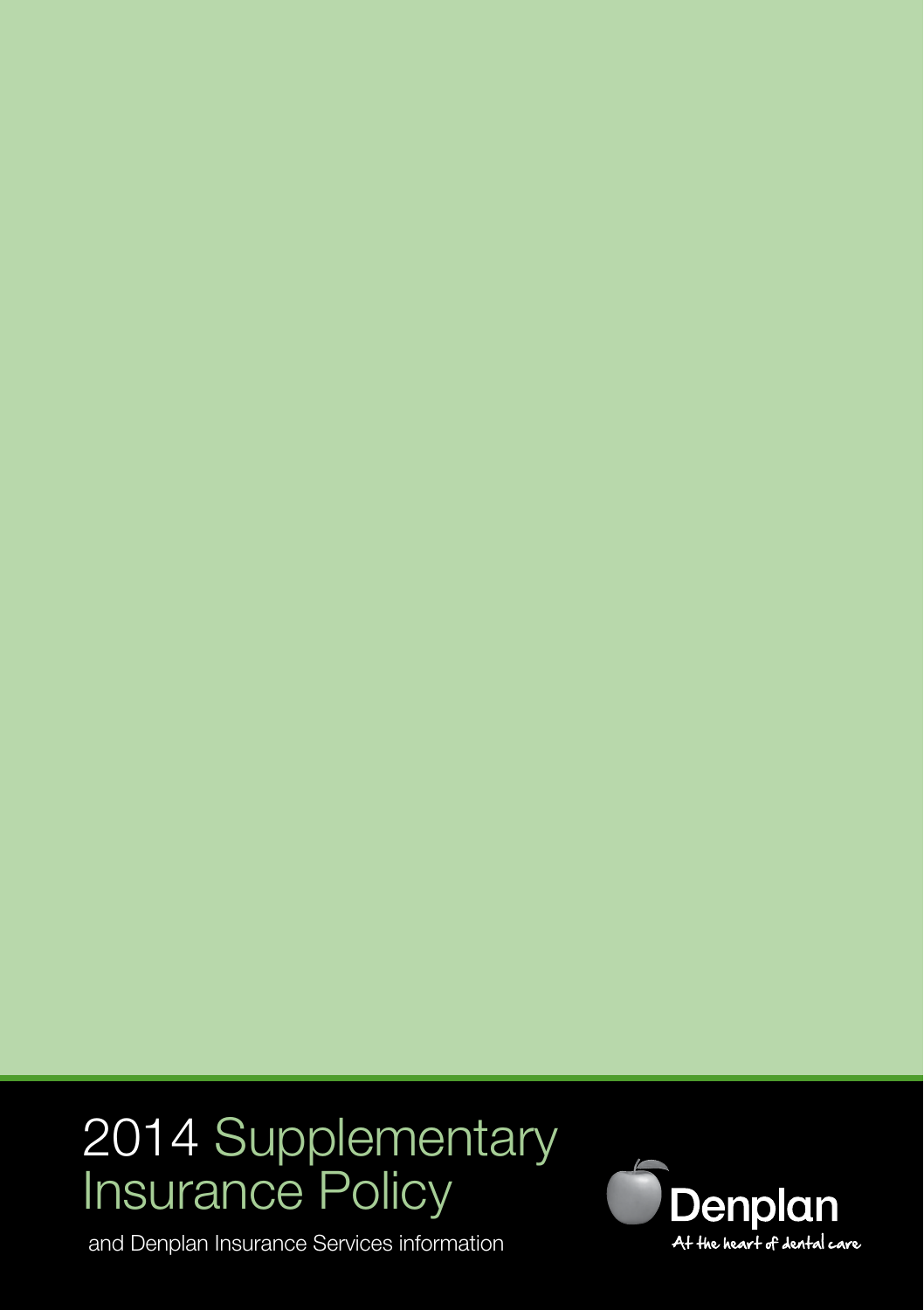# 2014 Supplementary Insurance Policy

and Denplan Insurance Services information

Denplan

At the heart of dental care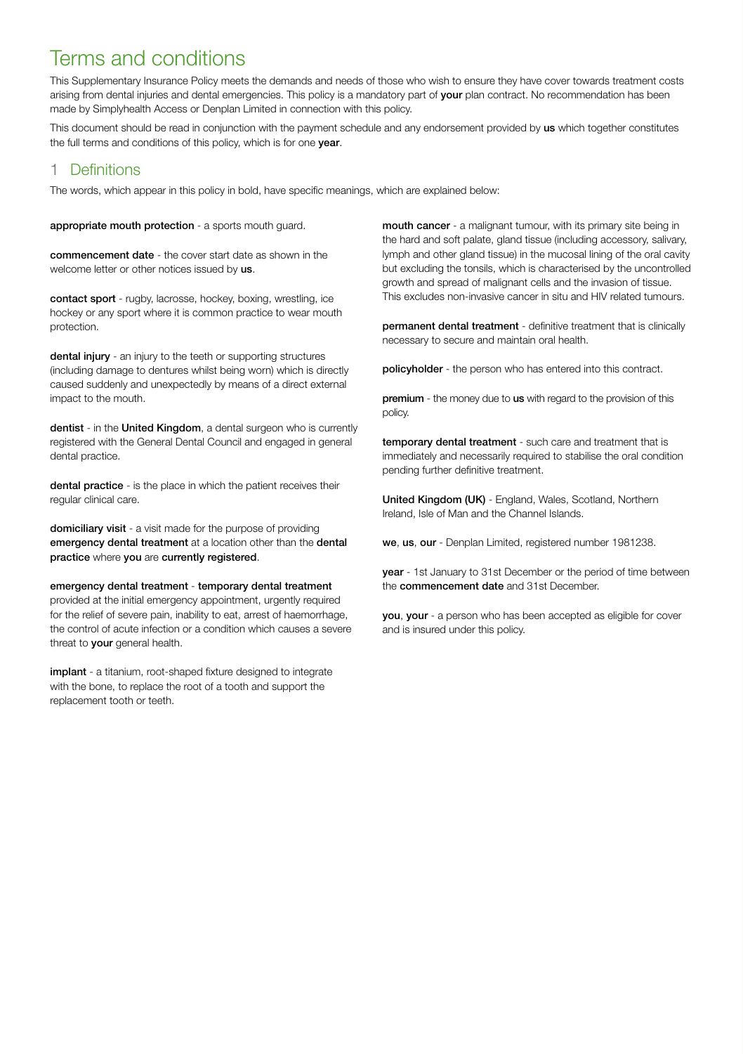# Terms and conditions

This Supplementary Insurance Policy meets the demands and needs of those who wish to ensure they have cover towards treatment costs arising from dental injuries and dental emergencies. This policy is a mandatory part of **your** plan contract. No recommendation has been made by Simplyhealth Access or Denplan Limited in connection with this policy.

This document should be read in conjunction with the payment schedule and any endorsement provided by **us** which together constitutes the full terms and conditions of this policy, which is for one **year**.

## 1 Definitions

The words, which appear in this policy in bold, have specific meanings, which are explained below:

**appropriate mouth protection** - a sports mouth guard.

**commencement date** - the cover start date as shown in the welcome letter or other notices issued by **us**.

**contact sport** - rugby, lacrosse, hockey, boxing, wrestling, ice hockey or any sport where it is common practice to wear mouth protection.

**dental injury** - an injury to the teeth or supporting structures (including damage to dentures whilst being worn) which is directly caused suddenly and unexpectedly by means of a direct external impact to the mouth.

**dentist** - in the **United Kingdom**, a dental surgeon who is currently registered with the General Dental Council and engaged in general dental practice.

**dental practice** - is the place in which the patient receives their regular clinical care.

**domiciliary visit** - a visit made for the purpose of providing **emergency dental treatment** at a location other than the **dental practice** where **you** are **currently registered**.

**emergency dental treatment** - **temporary dental treatment** provided at the initial emergency appointment, urgently required for the relief of severe pain, inability to eat, arrest of haemorrhage, the control of acute infection or a condition which causes a severe threat to **your** general health.

**implant** - a titanium, root-shaped fixture designed to integrate with the bone, to replace the root of a tooth and support the replacement tooth or teeth.

**mouth cancer** - a malignant tumour, with its primary site being in the hard and soft palate, gland tissue (including accessory, salivary, lymph and other gland tissue) in the mucosal lining of the oral cavity but excluding the tonsils, which is characterised by the uncontrolled growth and spread of malignant cells and the invasion of tissue. This excludes non-invasive cancer in situ and HIV related tumours.

**permanent dental treatment** - definitive treatment that is clinically necessary to secure and maintain oral health.

**policyholder** - the person who has entered into this contract.

**premium** - the money due to **us** with regard to the provision of this policy.

**temporary dental treatment** - such care and treatment that is immediately and necessarily required to stabilise the oral condition pending further definitive treatment.

**United Kingdom (UK)** - England, Wales, Scotland, Northern Ireland, Isle of Man and the Channel Islands.

**we**, **us**, **our** - Denplan Limited, registered number 1981238.

**year** - 1st January to 31st December or the period of time between the **commencement date** and 31st December.

**you**, **your** - a person who has been accepted as eligible for cover and is insured under this policy.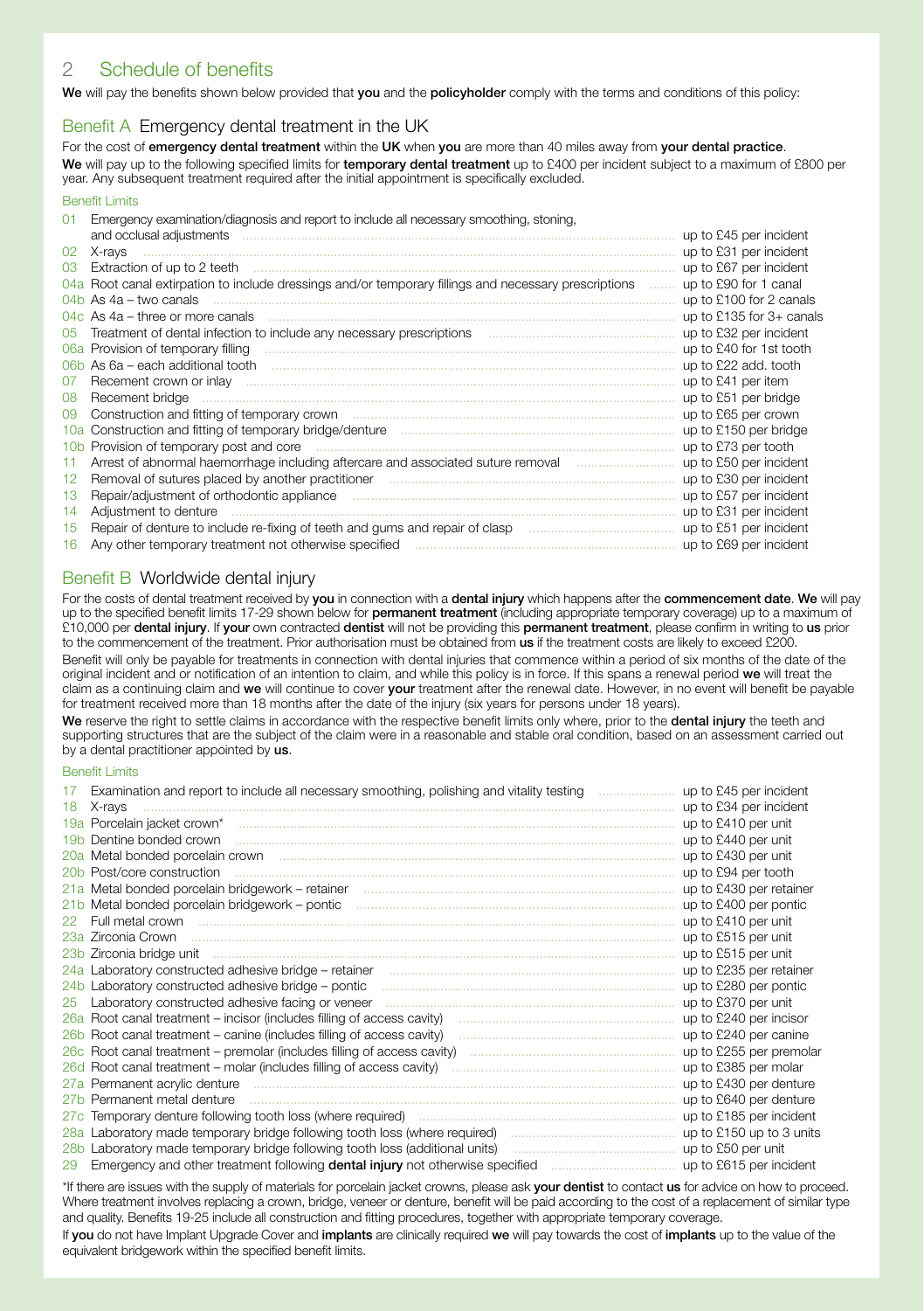## 2 Schedule of benefits

**We** will pay the benefits shown below provided that **you** and the **policyholder** comply with the terms and conditions of this policy:

### Benefit A Emergency dental treatment in the UK

For the cost of **emergency dental treatment** within the **UK** when **you** are more than 40 miles away from **your dental practice**.

**We** will pay up to the following specified limits for **temporary dental treatment** up to £400 per incident subject to a maximum of £800 per year. Any subsequent treatment required after the initial appointment is specifically excluded.

Benefit Limits

| | | |
|---|---|---|
| 01 | Emergency examination/diagnosis and report to include all necessary smoothing, stoning, and occlusal adjustments | up to £45 per incident |
| 02 | X-rays | up to £31 per incident |
| 03 | Extraction of up to 2 teeth | up to £67 per incident |
| 04a | Root canal extirpation to include dressings and/or temporary fillings and necessary prescriptions | up to £90 for 1 canal |
| 04b | As 4a – two canals | up to £100 for 2 canals |
| 04c | As 4a – three or more canals | up to £135 for 3+ canals |
| 05 | Treatment of dental infection to include any necessary prescriptions | up to £32 per incident |
| 06a | Provision of temporary filling | up to £40 for 1st tooth |
| 06b | As 6a – each additional tooth | up to £22 add. tooth |
| 07 | Recement crown or inlay | up to £41 per item |
| 08 | Recement bridge | up to £51 per bridge |
| 09 | Construction and fitting of temporary crown | up to £65 per crown |
| 10a | Construction and fitting of temporary bridge/denture | up to £150 per bridge |
| 10b | Provision of temporary post and core | up to £73 per tooth |
| 11 | Arrest of abnormal haemorrhage including aftercare and associated suture removal | up to £50 per incident |
| 12 | Removal of sutures placed by another practitioner | up to £30 per incident |
| 13 | Repair/adjustment of orthodontic appliance | up to £57 per incident |
| 14 | Adjustment to denture | up to £31 per incident |
| 15 | Repair of denture to include re-fixing of teeth and gums and repair of clasp | up to £51 per incident |
| 16 | Any other temporary treatment not otherwise specified | up to £69 per incident |

### Benefit B Worldwide dental injury

For the costs of dental treatment received by **you** in connection with a **dental injury** which happens after the **commencement date**. **We** will pay up to the specified benefit limits 17-29 shown below for **permanent treatment** (including appropriate temporary coverage) up to a maximum of £10,000 per **dental injury**. If **your** own contracted **dentist** will not be providing this **permanent treatment**, please confirm in writing to **us** prior to the commencement of the treatment. Prior authorisation must be obtained from **us** if the treatment costs are likely to exceed £200.

Benefit will only be payable for treatments in connection with dental injuries that commence within a period of six months of the date of the original incident and or notification of an intention to claim, and while this policy is in force. If this spans a renewal period **we** will treat the claim as a continuing claim and **we** will continue to cover **your** treatment after the renewal date. However, in no event will benefit be payable for treatment received more than 18 months after the date of the injury (six years for persons under 18 years).

**We** reserve the right to settle claims in accordance with the respective benefit limits only where, prior to the **dental injury** the teeth and supporting structures that are the subject of the claim were in a reasonable and stable oral condition, based on an assessment carried out by a dental practitioner appointed by **us**.

Benefit Limits

| | | |
|---|---|---|
| 17 | Examination and report to include all necessary smoothing, polishing and vitality testing | up to £45 per incident |
| 18 | X-rays | up to £34 per incident |
| 19a | Porcelain jacket crown* | up to £410 per unit |
| 19b | Dentine bonded crown | up to £440 per unit |
| 20a | Metal bonded porcelain crown | up to £430 per unit |
| 20b | Post/core construction | up to £94 per tooth |
| 21a | Metal bonded porcelain bridgework – retainer | up to £430 per retainer |
| 21b | Metal bonded porcelain bridgework – pontic | up to £400 per pontic |
| 22 | Full metal crown | up to £410 per unit |
| 23a | Zirconia Crown | up to £515 per unit |
| 23b | Zirconia bridge unit | up to £515 per unit |
| 24a | Laboratory constructed adhesive bridge – retainer | up to £235 per retainer |
| 24b | Laboratory constructed adhesive bridge – pontic | up to £280 per pontic |
| 25 | Laboratory constructed adhesive facing or veneer | up to £370 per unit |
| 26a | Root canal treatment – incisor (includes filling of access cavity) | up to £240 per incisor |
| 26b | Root canal treatment – canine (includes filling of access cavity) | up to £240 per canine |
| 26c | Root canal treatment – premolar (includes filling of access cavity) | up to £255 per premolar |
| 26d | Root canal treatment – molar (includes filling of access cavity) | up to £385 per molar |
| 27a | Permanent acrylic denture | up to £430 per denture |
| 27b | Permanent metal denture | up to £640 per denture |
| 27c | Temporary denture following tooth loss (where required) | up to £185 per incident |
| 28a | Laboratory made temporary bridge following tooth loss (where required) | up to £150 up to 3 units |
| 28b | Laboratory made temporary bridge following tooth loss (additional units) | up to £50 per unit |
| 29 | Emergency and other treatment following **dental injury** not otherwise specified | up to £615 per incident |

*If there are issues with the supply of materials for porcelain jacket crowns, please ask **your dentist** to contact **us** for advice on how to proceed. Where treatment involves replacing a crown, bridge, veneer or denture, benefit will be paid according to the cost of a replacement of similar type and quality. Benefits 19-25 include all construction and fitting procedures, together with appropriate temporary coverage.

If **you** do not have Implant Upgrade Cover and **implants** are clinically required **we** will pay towards the cost of **implants** up to the value of the equivalent bridgework within the specified benefit limits.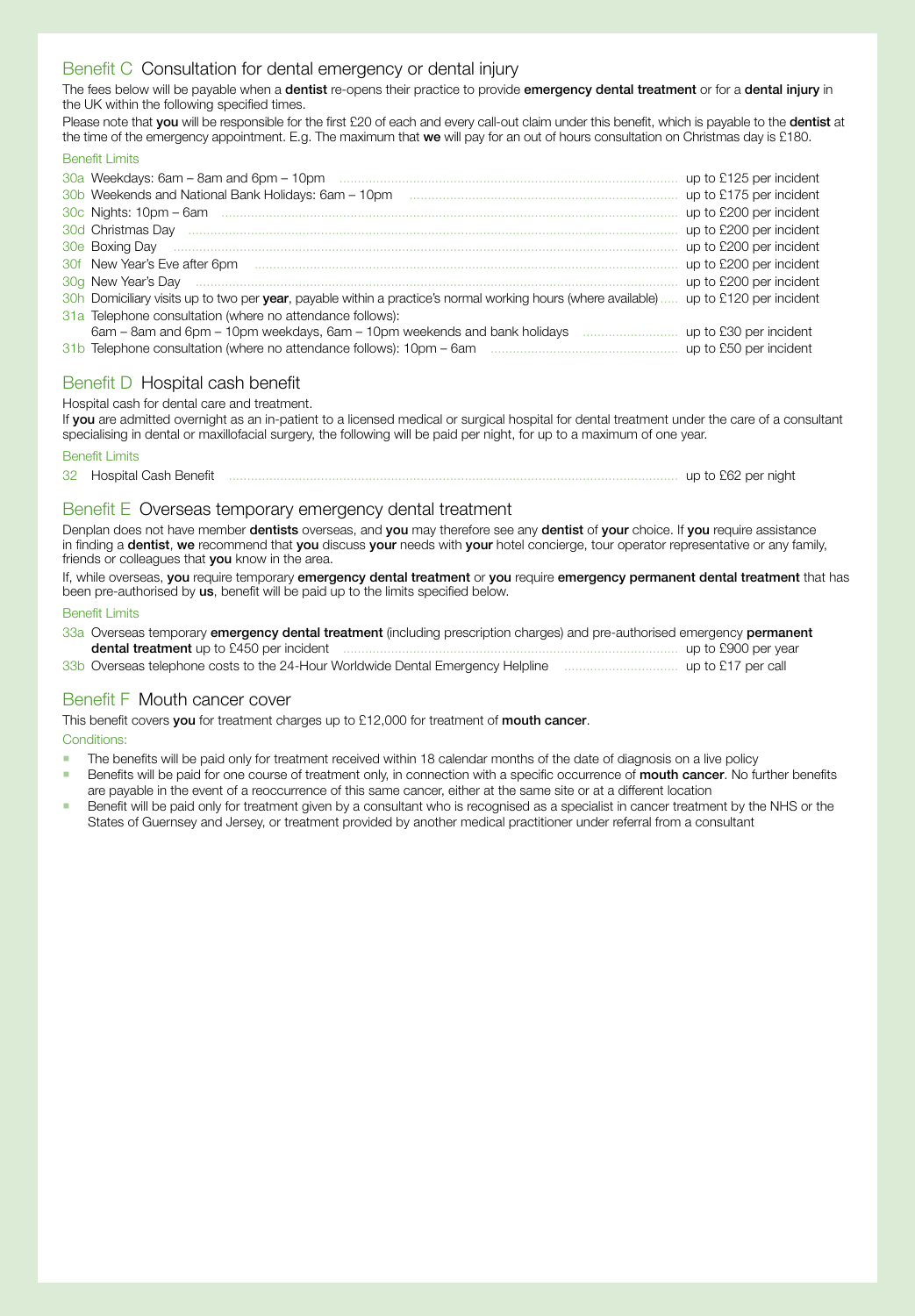## Benefit C Consultation for dental emergency or dental injury

The fees below will be payable when a **dentist** re-opens their practice to provide **emergency dental treatment** or for a **dental injury** in the UK within the following specified times.

Please note that **you** will be responsible for the first £20 of each and every call-out claim under this benefit, which is payable to the **dentist** at the time of the emergency appointment. E.g. The maximum that **we** will pay for an out of hours consultation on Christmas day is £180.

### Benefit Limits

| | | |
|---|---|---|
| 30a | Weekdays: 6am – 8am and 6pm – 10pm | up to £125 per incident |
| 30b | Weekends and National Bank Holidays: 6am – 10pm | up to £175 per incident |
| 30c | Nights: 10pm – 6am | up to £200 per incident |
| 30d | Christmas Day | up to £200 per incident |
| 30e | Boxing Day | up to £200 per incident |
| 30f | New Year's Eve after 6pm | up to £200 per incident |
| 30g | New Year's Day | up to £200 per incident |
| 30h | Domiciliary visits up to two per **year**, payable within a practice's normal working hours (where available) | up to £120 per incident |
| 31a | Telephone consultation (where no attendance follows): 6am – 8am and 6pm – 10pm weekdays, 6am – 10pm weekends and bank holidays | up to £30 per incident |
| 31b | Telephone consultation (where no attendance follows): 10pm – 6am | up to £50 per incident |

## Benefit D Hospital cash benefit

Hospital cash for dental care and treatment.

If **you** are admitted overnight as an in-patient to a licensed medical or surgical hospital for dental treatment under the care of a consultant specialising in dental or maxillofacial surgery, the following will be paid per night, for up to a maximum of one year.

### Benefit Limits

| | | |
|---|---|---|
| 32 | Hospital Cash Benefit | up to £62 per night |

## Benefit E Overseas temporary emergency dental treatment

Denplan does not have member **dentists** overseas, and **you** may therefore see any **dentist** of **your** choice. If **you** require assistance in finding a **dentist**, **we** recommend that **you** discuss **your** needs with **your** hotel concierge, tour operator representative or any family, friends or colleagues that **you** know in the area.

If, while overseas, **you** require temporary **emergency dental treatment** or **you** require **emergency permanent dental treatment** that has been pre-authorised by **us**, benefit will be paid up to the limits specified below.

### Benefit Limits

| | | |
|---|---|---|
| 33a | Overseas temporary **emergency dental treatment** (including prescription charges) and pre-authorised emergency **permanent dental treatment** up to £450 per incident | up to £900 per year |
| 33b | Overseas telephone costs to the 24-Hour Worldwide Dental Emergency Helpline | up to £17 per call |

## Benefit F Mouth cancer cover

This benefit covers **you** for treatment charges up to £12,000 for treatment of **mouth cancer**.

Conditions:

- The benefits will be paid only for treatment received within 18 calendar months of the date of diagnosis on a live policy
- Benefits will be paid for one course of treatment only, in connection with a specific occurrence of **mouth cancer**. No further benefits are payable in the event of a reoccurrence of this same cancer, either at the same site or at a different location
- Benefit will be paid only for treatment given by a consultant who is recognised as a specialist in cancer treatment by the NHS or the States of Guernsey and Jersey, or treatment provided by another medical practitioner under referral from a consultant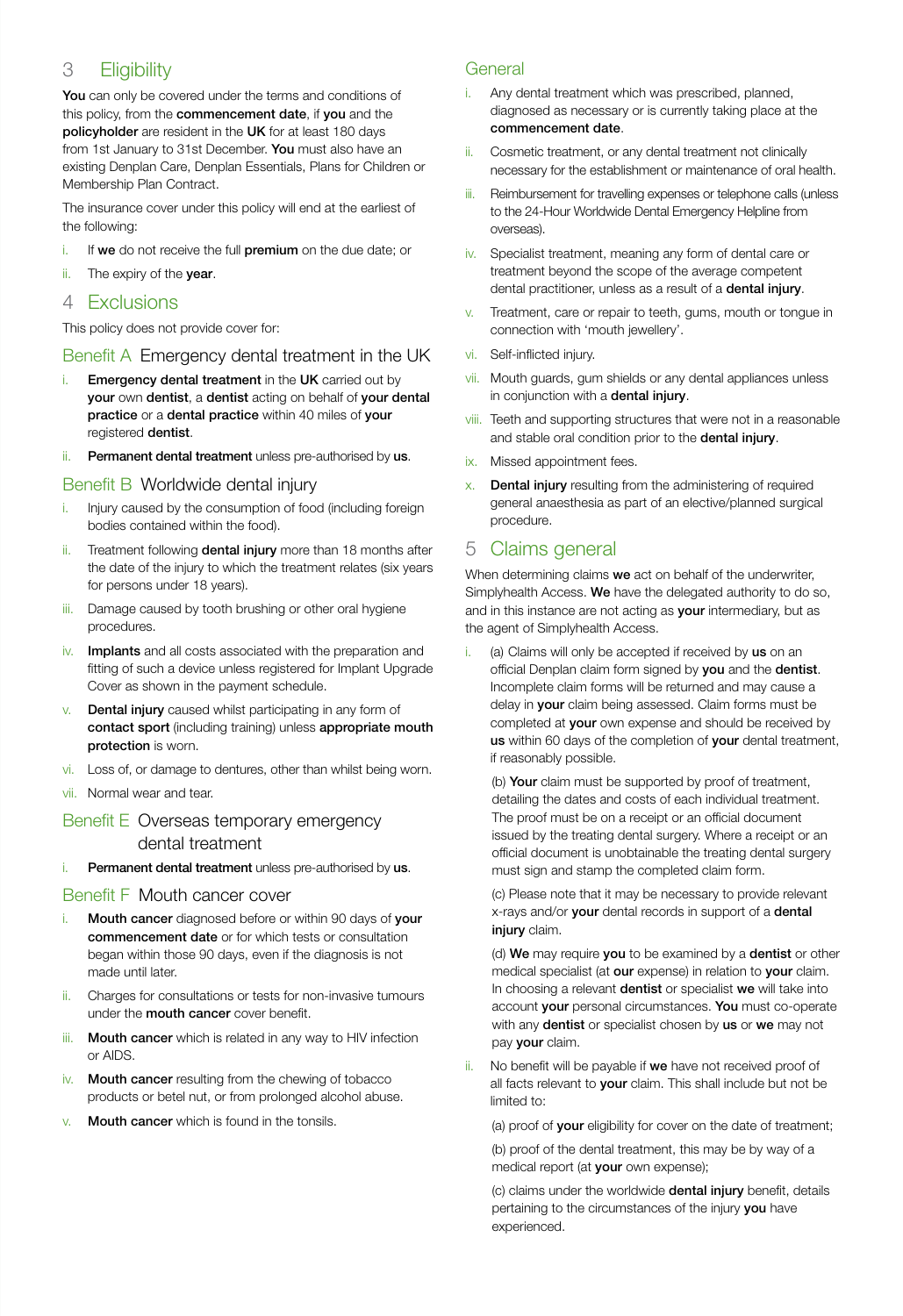## 3 Eligibility

**You** can only be covered under the terms and conditions of this policy, from the **commencement date**, if **you** and the **policyholder** are resident in the **UK** for at least 180 days from 1st January to 31st December. **You** must also have an existing Denplan Care, Denplan Essentials, Plans for Children or Membership Plan Contract.

The insurance cover under this policy will end at the earliest of the following:

i. If **we** do not receive the full **premium** on the due date; or

ii. The expiry of the **year**.

## 4 Exclusions

This policy does not provide cover for:

### Benefit A Emergency dental treatment in the UK

i. **Emergency dental treatment** in the **UK** carried out by **your** own **dentist**, a **dentist** acting on behalf of **your dental practice** or a **dental practice** within 40 miles of **your** registered **dentist**.

ii. **Permanent dental treatment** unless pre-authorised by **us**.

### Benefit B Worldwide dental injury

i. Injury caused by the consumption of food (including foreign bodies contained within the food).

ii. Treatment following **dental injury** more than 18 months after the date of the injury to which the treatment relates (six years for persons under 18 years).

iii. Damage caused by tooth brushing or other oral hygiene procedures.

iv. **Implants** and all costs associated with the preparation and fitting of such a device unless registered for Implant Upgrade Cover as shown in the payment schedule.

v. **Dental injury** caused whilst participating in any form of **contact sport** (including training) unless **appropriate mouth protection** is worn.

vi. Loss of, or damage to dentures, other than whilst being worn.

vii. Normal wear and tear.

### Benefit E Overseas temporary emergency dental treatment

i. **Permanent dental treatment** unless pre-authorised by **us**.

### Benefit F Mouth cancer cover

i. **Mouth cancer** diagnosed before or within 90 days of **your commencement date** or for which tests or consultation began within those 90 days, even if the diagnosis is not made until later.

ii. Charges for consultations or tests for non-invasive tumours under the **mouth cancer** cover benefit.

iii. **Mouth cancer** which is related in any way to HIV infection or AIDS.

iv. **Mouth cancer** resulting from the chewing of tobacco products or betel nut, or from prolonged alcohol abuse.

v. **Mouth cancer** which is found in the tonsils.

### General

i. Any dental treatment which was prescribed, planned, diagnosed as necessary or is currently taking place at the **commencement date**.

ii. Cosmetic treatment, or any dental treatment not clinically necessary for the establishment or maintenance of oral health.

iii. Reimbursement for travelling expenses or telephone calls (unless to the 24-Hour Worldwide Dental Emergency Helpline from overseas).

iv. Specialist treatment, meaning any form of dental care or treatment beyond the scope of the average competent dental practitioner, unless as a result of a **dental injury**.

v. Treatment, care or repair to teeth, gums, mouth or tongue in connection with 'mouth jewellery'.

vi. Self-inflicted injury.

vii. Mouth guards, gum shields or any dental appliances unless in conjunction with a **dental injury**.

viii. Teeth and supporting structures that were not in a reasonable and stable oral condition prior to the **dental injury**.

ix. Missed appointment fees.

x. **Dental injury** resulting from the administering of required general anaesthesia as part of an elective/planned surgical procedure.

## 5 Claims general

When determining claims **we** act on behalf of the underwriter, Simplyhealth Access. **We** have the delegated authority to do so, and in this instance are not acting as **your** intermediary, but as the agent of Simplyhealth Access.

i. (a) Claims will only be accepted if received by **us** on an official Denplan claim form signed by **you** and the **dentist**. Incomplete claim forms will be returned and may cause a delay in **your** claim being assessed. Claim forms must be completed at **your** own expense and should be received by **us** within 60 days of the completion of **your** dental treatment, if reasonably possible.

(b) **Your** claim must be supported by proof of treatment, detailing the dates and costs of each individual treatment. The proof must be on a receipt or an official document issued by the treating dental surgery. Where a receipt or an official document is unobtainable the treating dental surgery must sign and stamp the completed claim form.

(c) Please note that it may be necessary to provide relevant x-rays and/or **your** dental records in support of a **dental injury** claim.

(d) **We** may require **you** to be examined by a **dentist** or other medical specialist (at **our** expense) in relation to **your** claim. In choosing a relevant **dentist** or specialist **we** will take into account **your** personal circumstances. **You** must co-operate with any **dentist** or specialist chosen by **us** or **we** may not pay **your** claim.

ii. No benefit will be payable if **we** have not received proof of all facts relevant to **your** claim. This shall include but not be limited to:

(a) proof of **your** eligibility for cover on the date of treatment;

(b) proof of the dental treatment, this may be by way of a medical report (at **your** own expense);

(c) claims under the worldwide **dental injury** benefit, details pertaining to the circumstances of the injury **you** have experienced.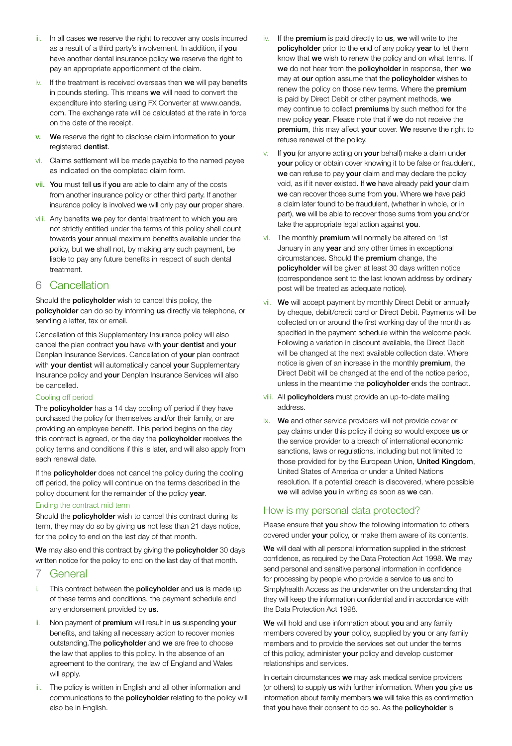iii. In all cases **we** reserve the right to recover any costs incurred as a result of a third party's involvement. In addition, if **you** have another dental insurance policy **we** reserve the right to pay an appropriate apportionment of the claim.

iv. If the treatment is received overseas then **we** will pay benefits in pounds sterling. This means **we** will need to convert the expenditure into sterling using FX Converter at www.oanda.com. The exchange rate will be calculated at the rate in force on the date of the receipt.

v. **We** reserve the right to disclose claim information to **your** registered **dentist**.

vi. Claims settlement will be made payable to the named payee as indicated on the completed claim form.

vii. **You** must tell **us** if **you** are able to claim any of the costs from another insurance policy or other third party. If another insurance policy is involved **we** will only pay **our** proper share.

viii. Any benefits **we** pay for dental treatment to which **you** are not strictly entitled under the terms of this policy shall count towards **your** annual maximum benefits available under the policy, but **we** shall not, by making any such payment, be liable to pay any future benefits in respect of such dental treatment.

## 6 Cancellation

Should the **policyholder** wish to cancel this policy, the **policyholder** can do so by informing **us** directly via telephone, or sending a letter, fax or email.

Cancellation of this Supplementary Insurance policy will also cancel the plan contract **you** have with **your dentist** and **your** Denplan Insurance Services. Cancellation of **your** plan contract with **your dentist** will automatically cancel **your** Supplementary Insurance policy and **your** Denplan Insurance Services will also be cancelled.

### Cooling off period

The **policyholder** has a 14 day cooling off period if they have purchased the policy for themselves and/or their family, or are providing an employee benefit. This period begins on the day this contract is agreed, or the day the **policyholder** receives the policy terms and conditions if this is later, and will also apply from each renewal date.

If the **policyholder** does not cancel the policy during the cooling off period, the policy will continue on the terms described in the policy document for the remainder of the policy **year**.

### Ending the contract mid term

Should the **policyholder** wish to cancel this contract during its term, they may do so by giving **us** not less than 21 days notice, for the policy to end on the last day of that month.

**We** may also end this contract by giving the **policyholder** 30 days written notice for the policy to end on the last day of that month.

## 7 General

i. This contract between the **policyholder** and **us** is made up of these terms and conditions, the payment schedule and any endorsement provided by **us**.

ii. Non payment of **premium** will result in **us** suspending **your** benefits, and taking all necessary action to recover monies outstanding.The **policyholder** and **we** are free to choose the law that applies to this policy. In the absence of an agreement to the contrary, the law of England and Wales will apply.

iii. The policy is written in English and all other information and communications to the **policyholder** relating to the policy will also be in English.

iv. If the **premium** is paid directly to **us**, **we** will write to the **policyholder** prior to the end of any policy **year** to let them know that **we** wish to renew the policy and on what terms. If **we** do not hear from the **policyholder** in response, then **we** may at **our** option assume that the **policyholder** wishes to renew the policy on those new terms. Where the **premium** is paid by Direct Debit or other payment methods, **we** may continue to collect **premiums** by such method for the new policy **year**. Please note that if **we** do not receive the **premium**, this may affect **your** cover. **We** reserve the right to refuse renewal of the policy.

v. If **you** (or anyone acting on **your** behalf) make a claim under **your** policy or obtain cover knowing it to be false or fraudulent, **we** can refuse to pay **your** claim and may declare the policy void, as if it never existed. If **we** have already paid **your** claim **we** can recover those sums from **you**. Where **we** have paid a claim later found to be fraudulent, (whether in whole, or in part), **we** will be able to recover those sums from **you** and/or take the appropriate legal action against **you**.

vi. The monthly **premium** will normally be altered on 1st January in any **year** and any other times in exceptional circumstances. Should the **premium** change, the **policyholder** will be given at least 30 days written notice (correspondence sent to the last known address by ordinary post will be treated as adequate notice).

vii. **We** will accept payment by monthly Direct Debit or annually by cheque, debit/credit card or Direct Debit. Payments will be collected on or around the first working day of the month as specified in the payment schedule within the welcome pack. Following a variation in discount available, the Direct Debit will be changed at the next available collection date. Where notice is given of an increase in the monthly **premium**, the Direct Debit will be changed at the end of the notice period, unless in the meantime the **policyholder** ends the contract.

viii. All **policyholders** must provide an up-to-date mailing address.

ix. **We** and other service providers will not provide cover or pay claims under this policy if doing so would expose **us** or the service provider to a breach of international economic sanctions, laws or regulations, including but not limited to those provided for by the European Union, **United Kingdom**, United States of America or under a United Nations resolution. If a potential breach is discovered, where possible **we** will advise **you** in writing as soon as **we** can.

## How is my personal data protected?

Please ensure that **you** show the following information to others covered under **your** policy, or make them aware of its contents.

**We** will deal with all personal information supplied in the strictest confidence, as required by the Data Protection Act 1998. **We** may send personal and sensitive personal information in confidence for processing by people who provide a service to **us** and to Simplyhealth Access as the underwriter on the understanding that they will keep the information confidential and in accordance with the Data Protection Act 1998.

**We** will hold and use information about **you** and any family members covered by **your** policy, supplied by **you** or any family members and to provide the services set out under the terms of this policy, administer **your** policy and develop customer relationships and services.

In certain circumstances **we** may ask medical service providers (or others) to supply **us** with further information. When **you** give **us** information about family members **we** will take this as confirmation that **you** have their consent to do so. As the **policyholder** is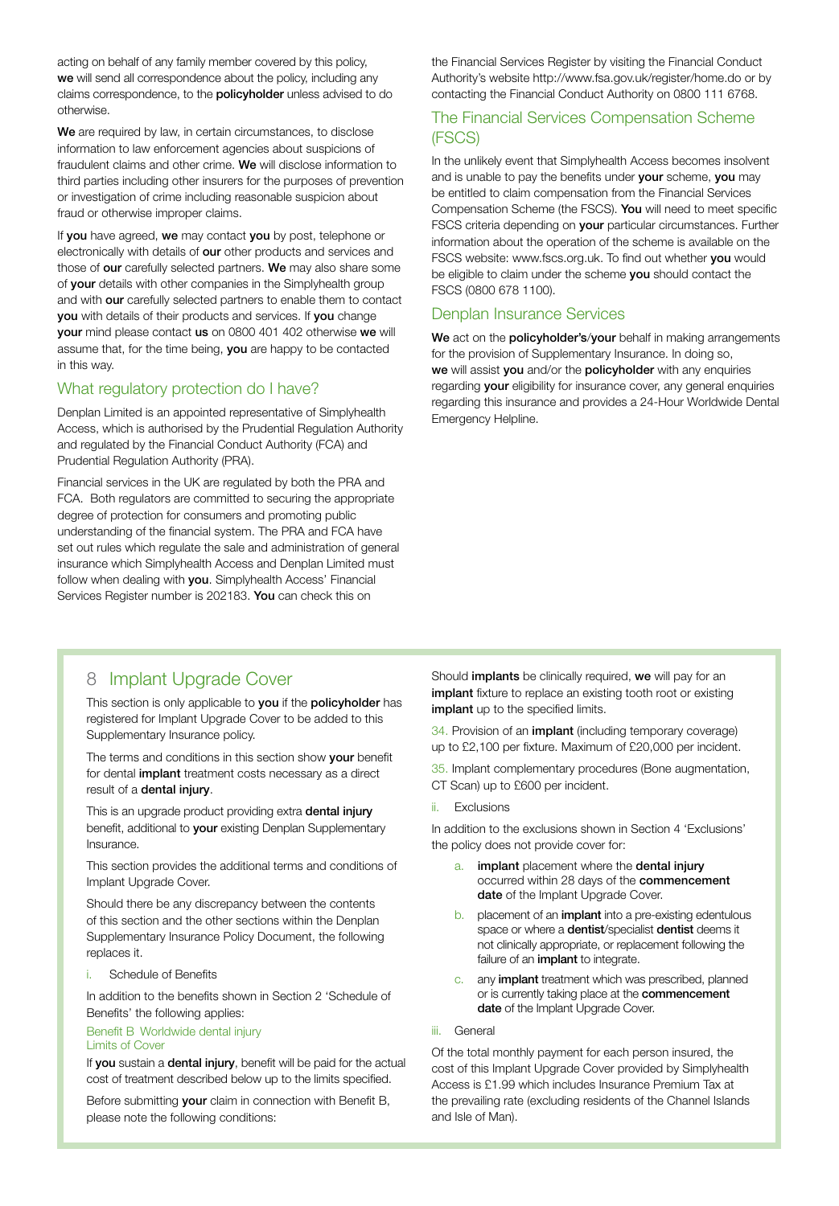acting on behalf of any family member covered by this policy, **we** will send all correspondence about the policy, including any claims correspondence, to the **policyholder** unless advised to do otherwise.

**We** are required by law, in certain circumstances, to disclose information to law enforcement agencies about suspicions of fraudulent claims and other crime. **We** will disclose information to third parties including other insurers for the purposes of prevention or investigation of crime including reasonable suspicion about fraud or otherwise improper claims.

If **you** have agreed, **we** may contact **you** by post, telephone or electronically with details of **our** other products and services and those of **our** carefully selected partners. **We** may also share some of **your** details with other companies in the Simplyhealth group and with **our** carefully selected partners to enable them to contact **you** with details of their products and services. If **you** change **your** mind please contact **us** on 0800 401 402 otherwise **we** will assume that, for the time being, **you** are happy to be contacted in this way.

## What regulatory protection do I have?

Denplan Limited is an appointed representative of Simplyhealth Access, which is authorised by the Prudential Regulation Authority and regulated by the Financial Conduct Authority (FCA) and Prudential Regulation Authority (PRA).

Financial services in the UK are regulated by both the PRA and FCA. Both regulators are committed to securing the appropriate degree of protection for consumers and promoting public understanding of the financial system. The PRA and FCA have set out rules which regulate the sale and administration of general insurance which Simplyhealth Access and Denplan Limited must follow when dealing with **you**. Simplyhealth Access' Financial Services Register number is 202183. **You** can check this on the Financial Services Register by visiting the Financial Conduct Authority's website http://www.fsa.gov.uk/register/home.do or by contacting the Financial Conduct Authority on 0800 111 6768.

## The Financial Services Compensation Scheme (FSCS)

In the unlikely event that Simplyhealth Access becomes insolvent and is unable to pay the benefits under **your** scheme, **you** may be entitled to claim compensation from the Financial Services Compensation Scheme (the FSCS). **You** will need to meet specific FSCS criteria depending on **your** particular circumstances. Further information about the operation of the scheme is available on the FSCS website: www.fscs.org.uk. To find out whether **you** would be eligible to claim under the scheme **you** should contact the FSCS (0800 678 1100).

## Denplan Insurance Services

**We** act on the **policyholder's**/**your** behalf in making arrangements for the provision of Supplementary Insurance. In doing so, **we** will assist **you** and/or the **policyholder** with any enquiries regarding **your** eligibility for insurance cover, any general enquiries regarding this insurance and provides a 24-Hour Worldwide Dental Emergency Helpline.

## 8 Implant Upgrade Cover

This section is only applicable to **you** if the **policyholder** has registered for Implant Upgrade Cover to be added to this Supplementary Insurance policy.

The terms and conditions in this section show **your** benefit for dental **implant** treatment costs necessary as a direct result of a **dental injury**.

This is an upgrade product providing extra **dental injury** benefit, additional to **your** existing Denplan Supplementary Insurance.

This section provides the additional terms and conditions of Implant Upgrade Cover.

Should there be any discrepancy between the contents of this section and the other sections within the Denplan Supplementary Insurance Policy Document, the following replaces it.

i. Schedule of Benefits

In addition to the benefits shown in Section 2 'Schedule of Benefits' the following applies:

Benefit B Worldwide dental injury
Limits of Cover

If **you** sustain a **dental injury**, benefit will be paid for the actual cost of treatment described below up to the limits specified.

Before submitting **your** claim in connection with Benefit B, please note the following conditions:

Should **implants** be clinically required, **we** will pay for an **implant** fixture to replace an existing tooth root or existing **implant** up to the specified limits.

34. Provision of an **implant** (including temporary coverage) up to £2,100 per fixture. Maximum of £20,000 per incident.

35. Implant complementary procedures (Bone augmentation, CT Scan) up to £600 per incident.

ii. Exclusions

In addition to the exclusions shown in Section 4 'Exclusions' the policy does not provide cover for:

a. **implant** placement where the **dental injury** occurred within 28 days of the **commencement date** of the Implant Upgrade Cover.
b. placement of an **implant** into a pre-existing edentulous space or where a **dentist**/specialist **dentist** deems it not clinically appropriate, or replacement following the failure of an **implant** to integrate.
c. any **implant** treatment which was prescribed, planned or is currently taking place at the **commencement date** of the Implant Upgrade Cover.

iii. General

Of the total monthly payment for each person insured, the cost of this Implant Upgrade Cover provided by Simplyhealth Access is £1.99 which includes Insurance Premium Tax at the prevailing rate (excluding residents of the Channel Islands and Isle of Man).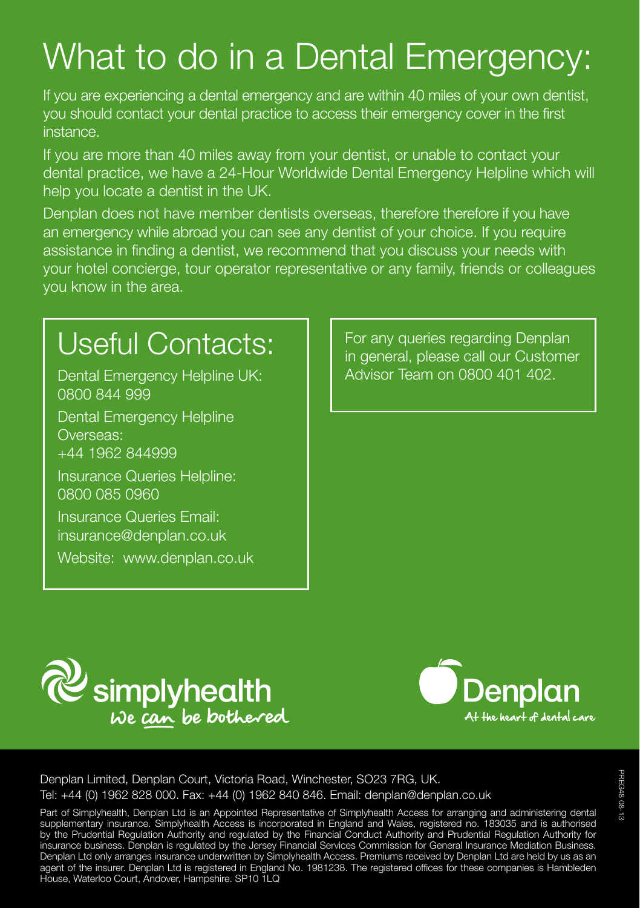# What to do in a Dental Emergency:

If you are experiencing a dental emergency and are within 40 miles of your own dentist, you should contact your dental practice to access their emergency cover in the first instance.

If you are more than 40 miles away from your dentist, or unable to contact your dental practice, we have a 24-Hour Worldwide Dental Emergency Helpline which will help you locate a dentist in the UK.

Denplan does not have member dentists overseas, therefore therefore if you have an emergency while abroad you can see any dentist of your choice. If you require assistance in finding a dentist, we recommend that you discuss your needs with your hotel concierge, tour operator representative or any family, friends or colleagues you know in the area.

## Useful Contacts:

Dental Emergency Helpline UK:
0800 844 999

Dental Emergency Helpline Overseas:
+44 1962 844999

Insurance Queries Helpline:
0800 085 0960

Insurance Queries Email:
insurance@denplan.co.uk

Website: www.denplan.co.uk

For any queries regarding Denplan in general, please call our Customer Advisor Team on 0800 401 402.

simplyhealth
We can be bothered

Denplan
At the heart of dental care

Denplan Limited, Denplan Court, Victoria Road, Winchester, SO23 7RG, UK.
Tel: +44 (0) 1962 828 000. Fax: +44 (0) 1962 840 846. Email: denplan@denplan.co.uk

Part of Simplyhealth, Denplan Ltd is an Appointed Representative of Simplyhealth Access for arranging and administering dental supplementary insurance. Simplyhealth Access is incorporated in England and Wales, registered no. 183035 and is authorised by the Prudential Regulation Authority and regulated by the Financial Conduct Authority and Prudential Regulation Authority for insurance business. Denplan is regulated by the Jersey Financial Services Commission for General Insurance Mediation Business. Denplan Ltd only arranges insurance underwritten by Simplyhealth Access. Premiums received by Denplan Ltd are held by us as an agent of the insurer. Denplan Ltd is registered in England No. 1981238. The registered offices for these companies is Hambleden House, Waterloo Court, Andover, Hampshire. SP10 1LQ

PREG48 08-13